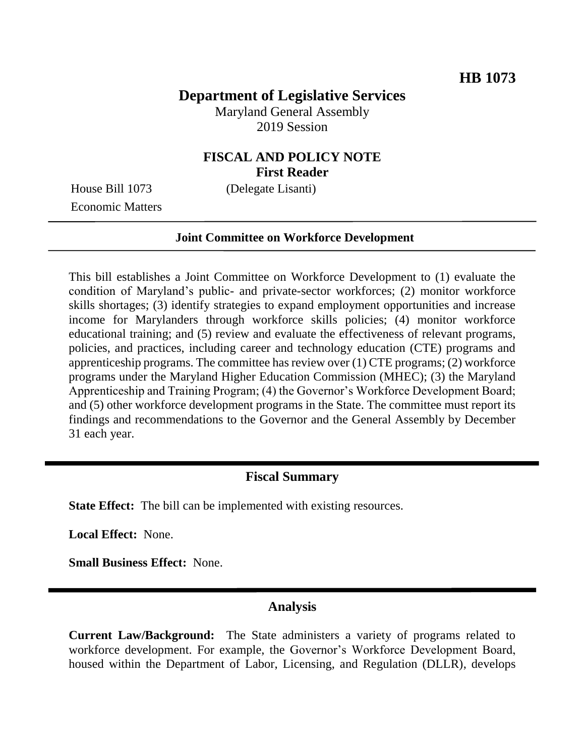**HB 1073**

# Department of Legislative Services

Maryland General Assembly
2019 Session

## FISCAL AND POLICY NOTE
**First Reader**

House Bill 1073 (Delegate Lisanti)
Economic Matters

**Joint Committee on Workforce Development**

This bill establishes a Joint Committee on Workforce Development to (1) evaluate the condition of Maryland's public- and private-sector workforces; (2) monitor workforce skills shortages; (3) identify strategies to expand employment opportunities and increase income for Marylanders through workforce skills policies; (4) monitor workforce educational training; and (5) review and evaluate the effectiveness of relevant programs, policies, and practices, including career and technology education (CTE) programs and apprenticeship programs. The committee has review over (1) CTE programs; (2) workforce programs under the Maryland Higher Education Commission (MHEC); (3) the Maryland Apprenticeship and Training Program; (4) the Governor's Workforce Development Board; and (5) other workforce development programs in the State. The committee must report its findings and recommendations to the Governor and the General Assembly by December 31 each year.

## Fiscal Summary

**State Effect:** The bill can be implemented with existing resources.

**Local Effect:** None.

**Small Business Effect:** None.

## Analysis

**Current Law/Background:** The State administers a variety of programs related to workforce development. For example, the Governor's Workforce Development Board, housed within the Department of Labor, Licensing, and Regulation (DLLR), develops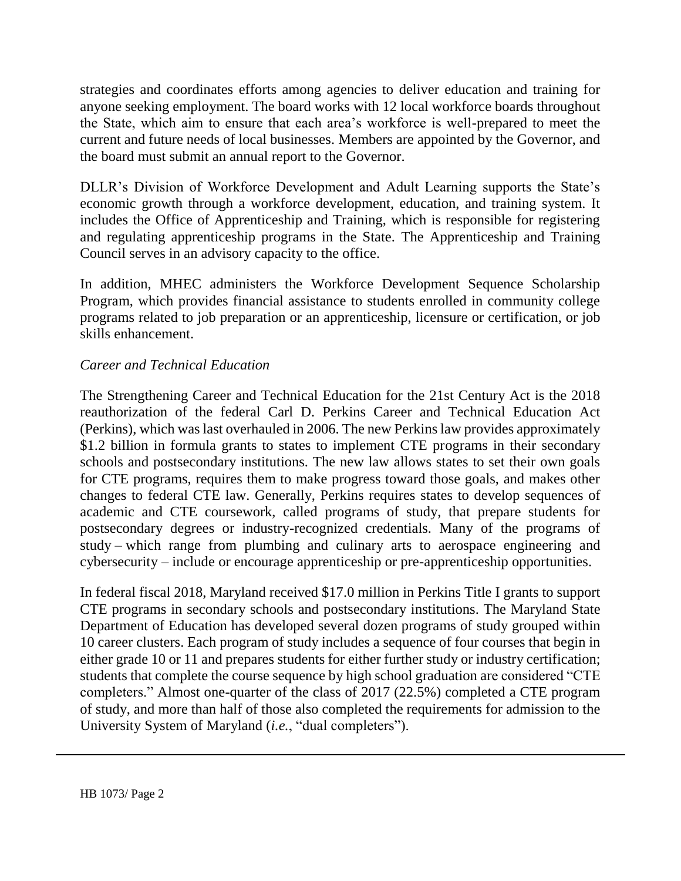strategies and coordinates efforts among agencies to deliver education and training for anyone seeking employment. The board works with 12 local workforce boards throughout the State, which aim to ensure that each area's workforce is well-prepared to meet the current and future needs of local businesses. Members are appointed by the Governor, and the board must submit an annual report to the Governor.

DLLR's Division of Workforce Development and Adult Learning supports the State's economic growth through a workforce development, education, and training system. It includes the Office of Apprenticeship and Training, which is responsible for registering and regulating apprenticeship programs in the State. The Apprenticeship and Training Council serves in an advisory capacity to the office.

In addition, MHEC administers the Workforce Development Sequence Scholarship Program, which provides financial assistance to students enrolled in community college programs related to job preparation or an apprenticeship, licensure or certification, or job skills enhancement.

*Career and Technical Education*

The Strengthening Career and Technical Education for the 21st Century Act is the 2018 reauthorization of the federal Carl D. Perkins Career and Technical Education Act (Perkins), which was last overhauled in 2006. The new Perkins law provides approximately $1.2 billion in formula grants to states to implement CTE programs in their secondary schools and postsecondary institutions. The new law allows states to set their own goals for CTE programs, requires them to make progress toward those goals, and makes other changes to federal CTE law. Generally, Perkins requires states to develop sequences of academic and CTE coursework, called programs of study, that prepare students for postsecondary degrees or industry-recognized credentials. Many of the programs of study – which range from plumbing and culinary arts to aerospace engineering and cybersecurity – include or encourage apprenticeship or pre-apprenticeship opportunities.

In federal fiscal 2018, Maryland received $17.0 million in Perkins Title I grants to support CTE programs in secondary schools and postsecondary institutions. The Maryland State Department of Education has developed several dozen programs of study grouped within 10 career clusters. Each program of study includes a sequence of four courses that begin in either grade 10 or 11 and prepares students for either further study or industry certification; students that complete the course sequence by high school graduation are considered "CTE completers." Almost one-quarter of the class of 2017 (22.5%) completed a CTE program of study, and more than half of those also completed the requirements for admission to the University System of Maryland (*i.e.*, "dual completers").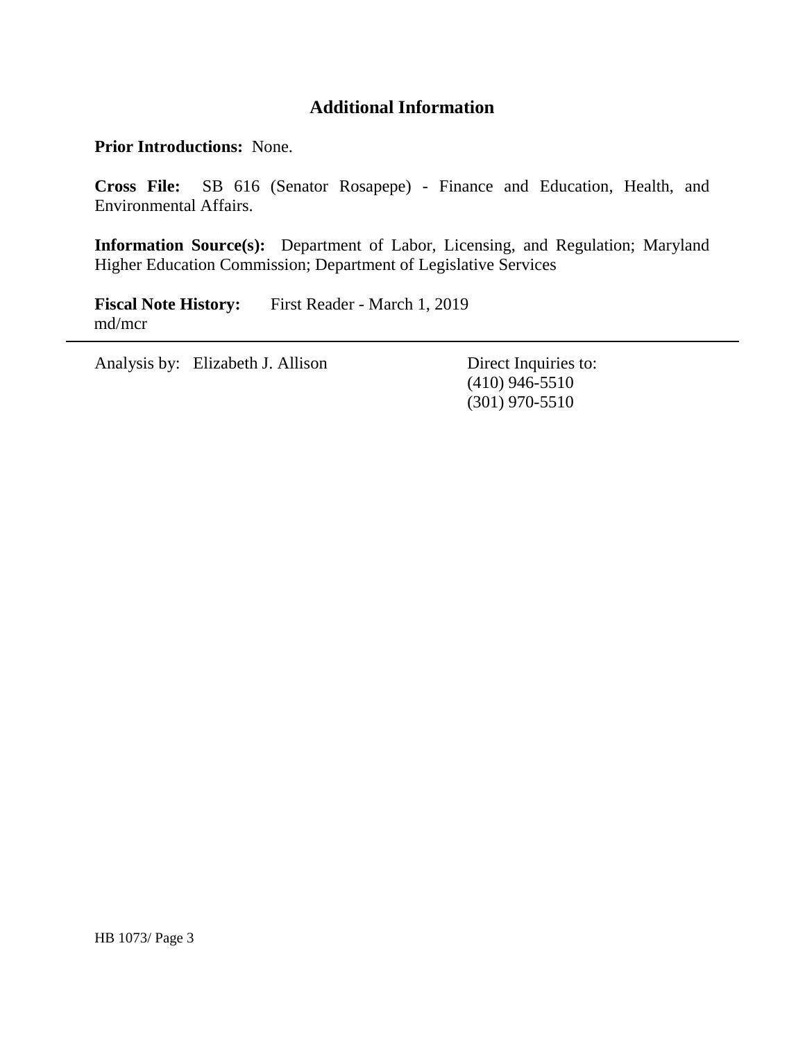## Additional Information

**Prior Introductions:** None.

**Cross File:** SB 616 (Senator Rosapepe) - Finance and Education, Health, and Environmental Affairs.

**Information Source(s):** Department of Labor, Licensing, and Regulation; Maryland Higher Education Commission; Department of Legislative Services

**Fiscal Note History:** First Reader - March 1, 2019
md/mcr

---

Analysis by: Elizabeth J. Allison

Direct Inquiries to:
(410) 946-5510
(301) 970-5510